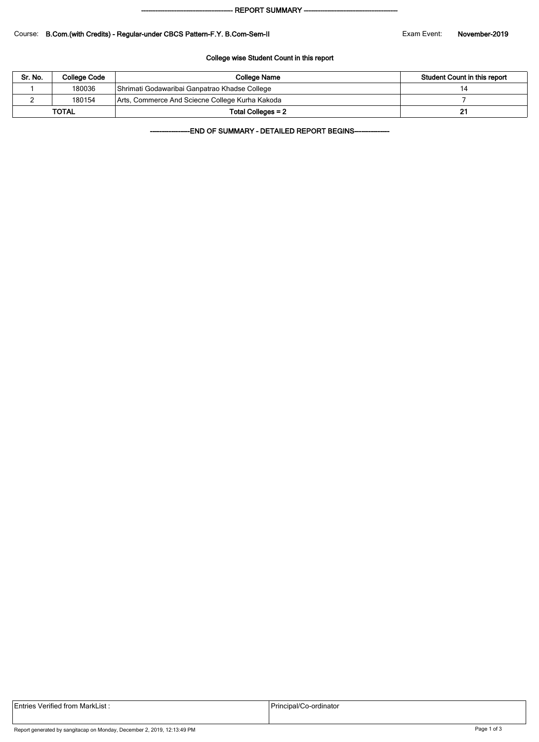------------------------------------------ REPORT SUMMARY ------------------------------------------

Course: **B.Com.(with Credits) - Regular-under CBCS Pattern-F.Y. B.Com-Sem-II**

Exam Event: **November-2019**

**College wise Student Count in this report**

| Sr. No. | College Code | College Name | Student Count in this report |
|---|---|---|---|
| 1 | 180036 | Shrimati Godawaribai Ganpatrao Khadse College | 14 |
| 2 | 180154 | Arts, Commerce And Sciecne College Kurha Kakoda | 7 |
| **TOTAL** | | **Total Colleges = 2** | **21** |

-------------------END OF SUMMARY - DETAILED REPORT BEGINS-----------------

| Entries Verified from MarkList : | Principal/Co-ordinator |
|---|---|

Report generated by sangitacap on Monday, December 2, 2019, 12:13:49 PM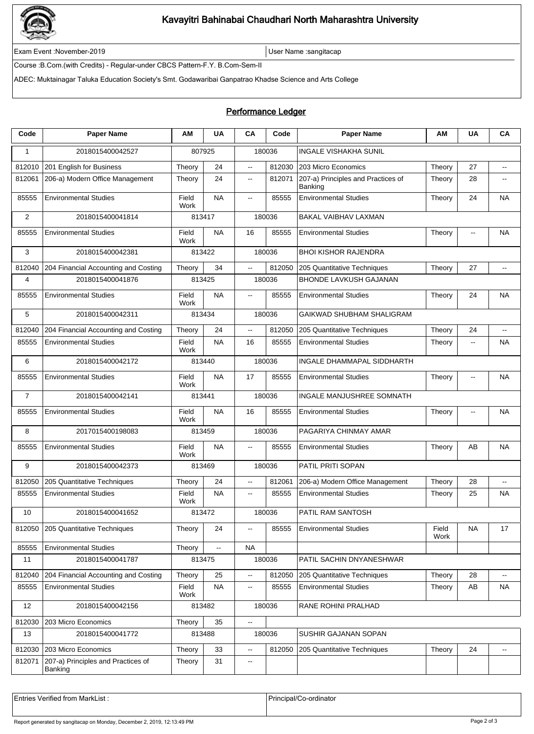# Kavayitri Bahinabai Chaudhari North Maharashtra University

Exam Event :November-2019 | User Name :sangitacap

Course :B.Com.(with Credits) - Regular-under CBCS Pattern-F.Y. B.Com-Sem-II

ADEC: Muktainagar Taluka Education Society's Smt. Godawaribai Ganpatrao Khadse Science and Arts College

## Performance Ledger

| Code | Paper Name | AM | UA | CA | Code | Paper Name | AM | UA | CA |
|---|---|---|---|---|---|---|---|---|---|
| 1 | 2018015400042527 | 807925 | | 180036 | | INGALE VISHAKHA SUNIL | | | |
| 812010 | 201 English for Business | Theory | 24 | -- | 812030 | 203 Micro Economics | Theory | 27 | -- |
| 812061 | 206-a) Modern Office Management | Theory | 24 | -- | 812071 | 207-a) Principles and Practices of Banking | Theory | 28 | -- |
| 85555 | Environmental Studies | Field Work | NA | -- | 85555 | Environmental Studies | Theory | 24 | NA |
| 2 | 2018015400041814 | 813417 | | 180036 | | BAKAL VAIBHAV LAXMAN | | | |
| 85555 | Environmental Studies | Field Work | NA | 16 | 85555 | Environmental Studies | Theory | -- | NA |
| 3 | 2018015400042381 | 813422 | | 180036 | | BHOI KISHOR RAJENDRA | | | |
| 812040 | 204 Financial Accounting and Costing | Theory | 34 | -- | 812050 | 205 Quantitative Techniques | Theory | 27 | -- |
| 4 | 2018015400041876 | 813425 | | 180036 | | BHONDE LAVKUSH GAJANAN | | | |
| 85555 | Environmental Studies | Field Work | NA | -- | 85555 | Environmental Studies | Theory | 24 | NA |
| 5 | 2018015400042311 | 813434 | | 180036 | | GAIKWAD SHUBHAM SHALIGRAM | | | |
| 812040 | 204 Financial Accounting and Costing | Theory | 24 | -- | 812050 | 205 Quantitative Techniques | Theory | 24 | -- |
| 85555 | Environmental Studies | Field Work | NA | 16 | 85555 | Environmental Studies | Theory | -- | NA |
| 6 | 2018015400042172 | 813440 | | 180036 | | INGALE DHAMMAPAL SIDDHARTH | | | |
| 85555 | Environmental Studies | Field Work | NA | 17 | 85555 | Environmental Studies | Theory | -- | NA |
| 7 | 2018015400042141 | 813441 | | 180036 | | INGALE MANJUSHREE SOMNATH | | | |
| 85555 | Environmental Studies | Field Work | NA | 16 | 85555 | Environmental Studies | Theory | -- | NA |
| 8 | 2017015400198083 | 813459 | | 180036 | | PAGARIYA CHINMAY AMAR | | | |
| 85555 | Environmental Studies | Field Work | NA | -- | 85555 | Environmental Studies | Theory | AB | NA |
| 9 | 2018015400042373 | 813469 | | 180036 | | PATIL PRITI SOPAN | | | |
| 812050 | 205 Quantitative Techniques | Theory | 24 | -- | 812061 | 206-a) Modern Office Management | Theory | 28 | -- |
| 85555 | Environmental Studies | Field Work | NA | -- | 85555 | Environmental Studies | Theory | 25 | NA |
| 10 | 2018015400041652 | 813472 | | 180036 | | PATIL RAM SANTOSH | | | |
| 812050 | 205 Quantitative Techniques | Theory | 24 | -- | 85555 | Environmental Studies | Field Work | NA | 17 |
| 85555 | Environmental Studies | Theory | -- | NA | | | | | |
| 11 | 2018015400041787 | 813475 | | 180036 | | PATIL SACHIN DNYANESHWAR | | | |
| 812040 | 204 Financial Accounting and Costing | Theory | 25 | -- | 812050 | 205 Quantitative Techniques | Theory | 28 | -- |
| 85555 | Environmental Studies | Field Work | NA | -- | 85555 | Environmental Studies | Theory | AB | NA |
| 12 | 2018015400042156 | 813482 | | 180036 | | RANE ROHINI PRALHAD | | | |
| 812030 | 203 Micro Economics | Theory | 35 | -- | | | | | |
| 13 | 2018015400041772 | 813488 | | 180036 | | SUSHIR GAJANAN SOPAN | | | |
| 812030 | 203 Micro Economics | Theory | 33 | -- | 812050 | 205 Quantitative Techniques | Theory | 24 | -- |
| 812071 | 207-a) Principles and Practices of Banking | Theory | 31 | -- | | | | | |

| Entries Verified from MarkList : | Principal/Co-ordinator |
|---|---|

Report generated by sangitacap on Monday, December 2, 2019, 12:13:49 PM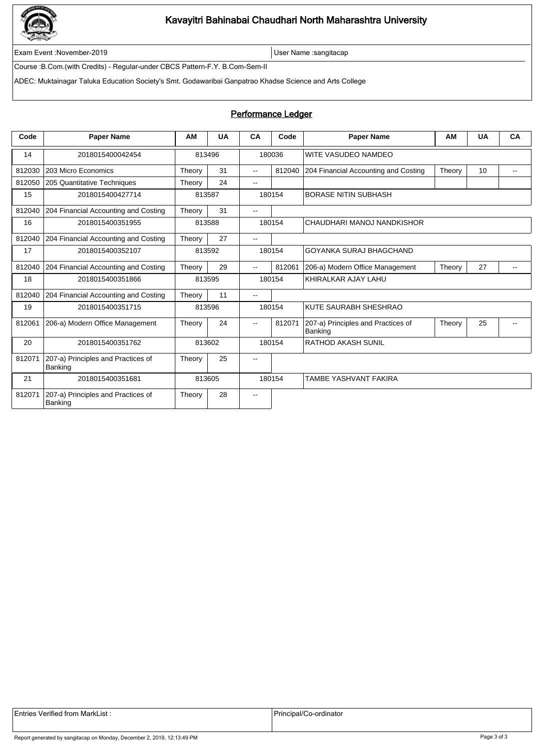# Kavayitri Bahinabai Chaudhari North Maharashtra University

Exam Event :November-2019 | User Name :sangitacap

Course :B.Com.(with Credits) - Regular-under CBCS Pattern-F.Y. B.Com-Sem-II

ADEC: Muktainagar Taluka Education Society's Smt. Godawaribai Ganpatrao Khadse Science and Arts College

## Performance Ledger

| Code | Paper Name | AM | UA | CA | Code | Paper Name | AM | UA | CA |
|---|---|---|---|---|---|---|---|---|---|
| 14 | 2018015400042454 | 813496 | | 180036 | | WITE VASUDEO NAMDEO | | | |
| 812030 | 203 Micro Economics | Theory | 31 | -- | 812040 | 204 Financial Accounting and Costing | Theory | 10 | -- |
| 812050 | 205 Quantitative Techniques | Theory | 24 | -- | | | | | |
| 15 | 2018015400427714 | 813587 | | 180154 | | BORASE NITIN SUBHASH | | | |
| 812040 | 204 Financial Accounting and Costing | Theory | 31 | -- | | | | | |
| 16 | 2018015400351955 | 813588 | | 180154 | | CHAUDHARI MANOJ NANDKISHOR | | | |
| 812040 | 204 Financial Accounting and Costing | Theory | 27 | -- | | | | | |
| 17 | 2018015400352107 | 813592 | | 180154 | | GOYANKA SURAJ BHAGCHAND | | | |
| 812040 | 204 Financial Accounting and Costing | Theory | 29 | -- | 812061 | 206-a) Modern Office Management | Theory | 27 | -- |
| 18 | 2018015400351866 | 813595 | | 180154 | | KHIRALKAR AJAY LAHU | | | |
| 812040 | 204 Financial Accounting and Costing | Theory | 11 | -- | | | | | |
| 19 | 2018015400351715 | 813596 | | 180154 | | KUTE SAURABH SHESHRAO | | | |
| 812061 | 206-a) Modern Office Management | Theory | 24 | -- | 812071 | 207-a) Principles and Practices of Banking | Theory | 25 | -- |
| 20 | 2018015400351762 | 813602 | | 180154 | | RATHOD AKASH SUNIL | | | |
| 812071 | 207-a) Principles and Practices of Banking | Theory | 25 | -- | | | | | |
| 21 | 2018015400351681 | 813605 | | 180154 | | TAMBE YASHVANT FAKIRA | | | |
| 812071 | 207-a) Principles and Practices of Banking | Theory | 28 | -- | | | | | |

| Entries Verified from MarkList : | Principal/Co-ordinator |
|---|---|

Report generated by sangitacap on Monday, December 2, 2019, 12:13:49 PM